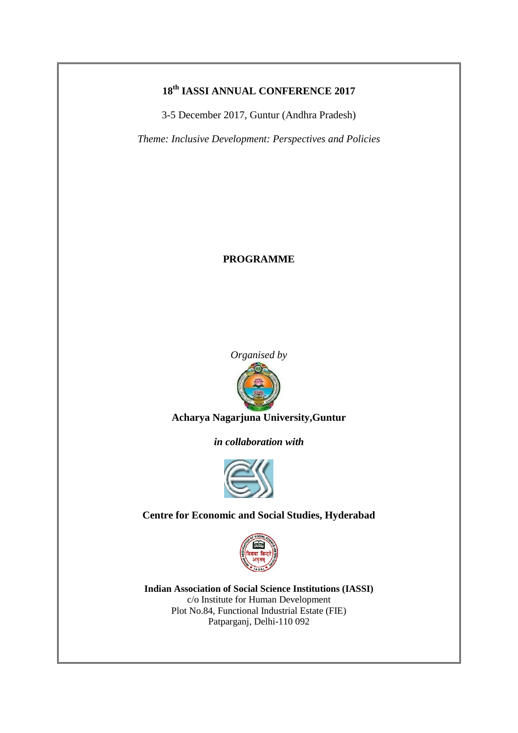# 18th IASSI ANNUAL CONFERENCE 2017

3-5 December 2017, Guntur (Andhra Pradesh)

*Theme: Inclusive Development: Perspectives and Policies*

## PROGRAMME

*Organised by*

**Acharya Nagarjuna University,Guntur**

***in collaboration with***

**Centre for Economic and Social Studies, Hyderabad**

**Indian Association of Social Science Institutions (IASSI)**
c/o Institute for Human Development
Plot No.84, Functional Industrial Estate (FIE)
Patparganj, Delhi-110 092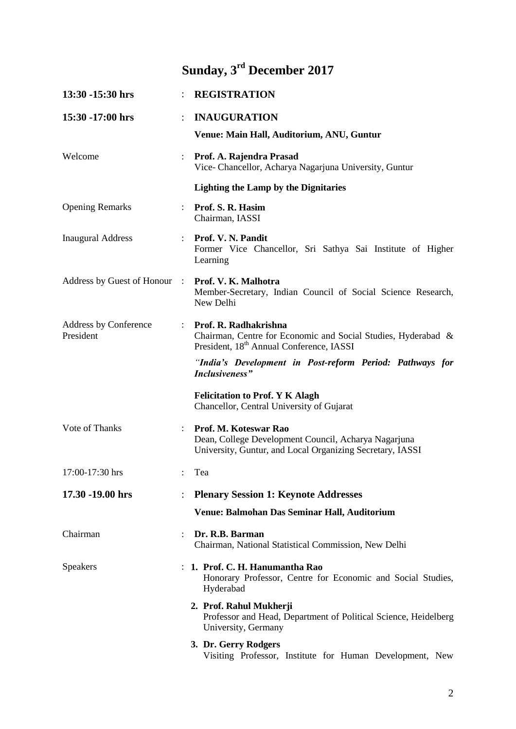# Sunday, 3rd December 2017

**13:30 -15:30 hrs** : **REGISTRATION**

**15:30 -17:00 hrs** : **INAUGURATION**

**Venue: Main Hall, Auditorium, ANU, Guntur**

Welcome : **Prof. A. Rajendra Prasad**
Vice- Chancellor, Acharya Nagarjuna University, Guntur

**Lighting the Lamp by the Dignitaries**

Opening Remarks : **Prof. S. R. Hasim**
Chairman, IASSI

Inaugural Address : **Prof. V. N. Pandit**
Former Vice Chancellor, Sri Sathya Sai Institute of Higher Learning

Address by Guest of Honour : **Prof. V. K. Malhotra**
Member-Secretary, Indian Council of Social Science Research, New Delhi

Address by Conference President : **Prof. R. Radhakrishna**
Chairman, Centre for Economic and Social Studies, Hyderabad & President, 18th Annual Conference, IASSI

*"India's Development in Post-reform Period: Pathways for Inclusiveness"*

**Felicitation to Prof. Y K Alagh**
Chancellor, Central University of Gujarat

Vote of Thanks : **Prof. M. Koteswar Rao**
Dean, College Development Council, Acharya Nagarjuna University, Guntur, and Local Organizing Secretary, IASSI

17:00-17:30 hrs : Tea

**17.30 -19.00 hrs** : **Plenary Session 1: Keynote Addresses**

**Venue: Balmohan Das Seminar Hall, Auditorium**

Chairman : **Dr. R.B. Barman**
Chairman, National Statistical Commission, New Delhi

Speakers :

1. **Prof. C. H. Hanumantha Rao**
   Honorary Professor, Centre for Economic and Social Studies, Hyderabad
2. **Prof. Rahul Mukherji**
   Professor and Head, Department of Political Science, Heidelberg University, Germany
3. **Dr. Gerry Rodgers**
   Visiting Professor, Institute for Human Development, New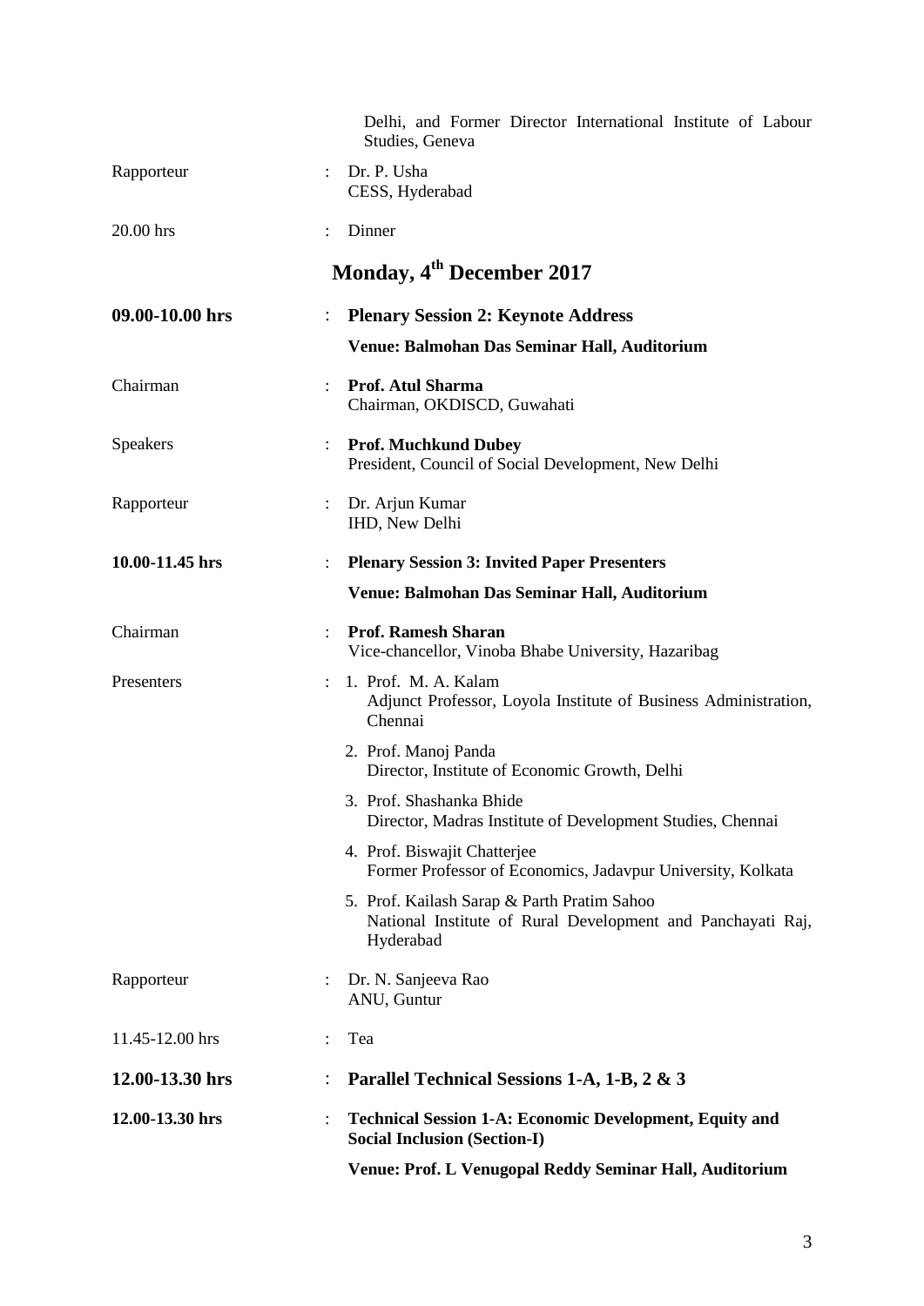| | | |
|---|---|---|
| | | Delhi, and Former Director International Institute of Labour Studies, Geneva |
| Rapporteur | : | Dr. P. Usha<br>CESS, Hyderabad |
| 20.00 hrs | : | Dinner |

## Monday, 4th December 2017

| | | |
|---|---|---|
| **09.00-10.00 hrs** | : | **Plenary Session 2: Keynote Address**<br>**Venue: Balmohan Das Seminar Hall, Auditorium** |
| Chairman | : | **Prof. Atul Sharma**<br>Chairman, OKDISCD, Guwahati |
| Speakers | : | **Prof. Muchkund Dubey**<br>President, Council of Social Development, New Delhi |
| Rapporteur | : | Dr. Arjun Kumar<br>IHD, New Delhi |
| **10.00-11.45 hrs** | : | **Plenary Session 3: Invited Paper Presenters**<br>**Venue: Balmohan Das Seminar Hall, Auditorium** |
| Chairman | : | **Prof. Ramesh Sharan**<br>Vice-chancellor, Vinoba Bhabe University, Hazaribag |
| Presenters | : | 1. Prof. M. A. Kalam<br>Adjunct Professor, Loyola Institute of Business Administration, Chennai<br>2. Prof. Manoj Panda<br>Director, Institute of Economic Growth, Delhi<br>3. Prof. Shashanka Bhide<br>Director, Madras Institute of Development Studies, Chennai<br>4. Prof. Biswajit Chatterjee<br>Former Professor of Economics, Jadavpur University, Kolkata<br>5. Prof. Kailash Sarap & Parth Pratim Sahoo<br>National Institute of Rural Development and Panchayati Raj, Hyderabad |
| Rapporteur | : | Dr. N. Sanjeeva Rao<br>ANU, Guntur |
| 11.45-12.00 hrs | : | Tea |
| **12.00-13.30 hrs** | : | **Parallel Technical Sessions 1-A, 1-B, 2 & 3** |
| **12.00-13.30 hrs** | : | **Technical Session 1-A: Economic Development, Equity and Social Inclusion (Section-I)**<br>**Venue: Prof. L Venugopal Reddy Seminar Hall, Auditorium** |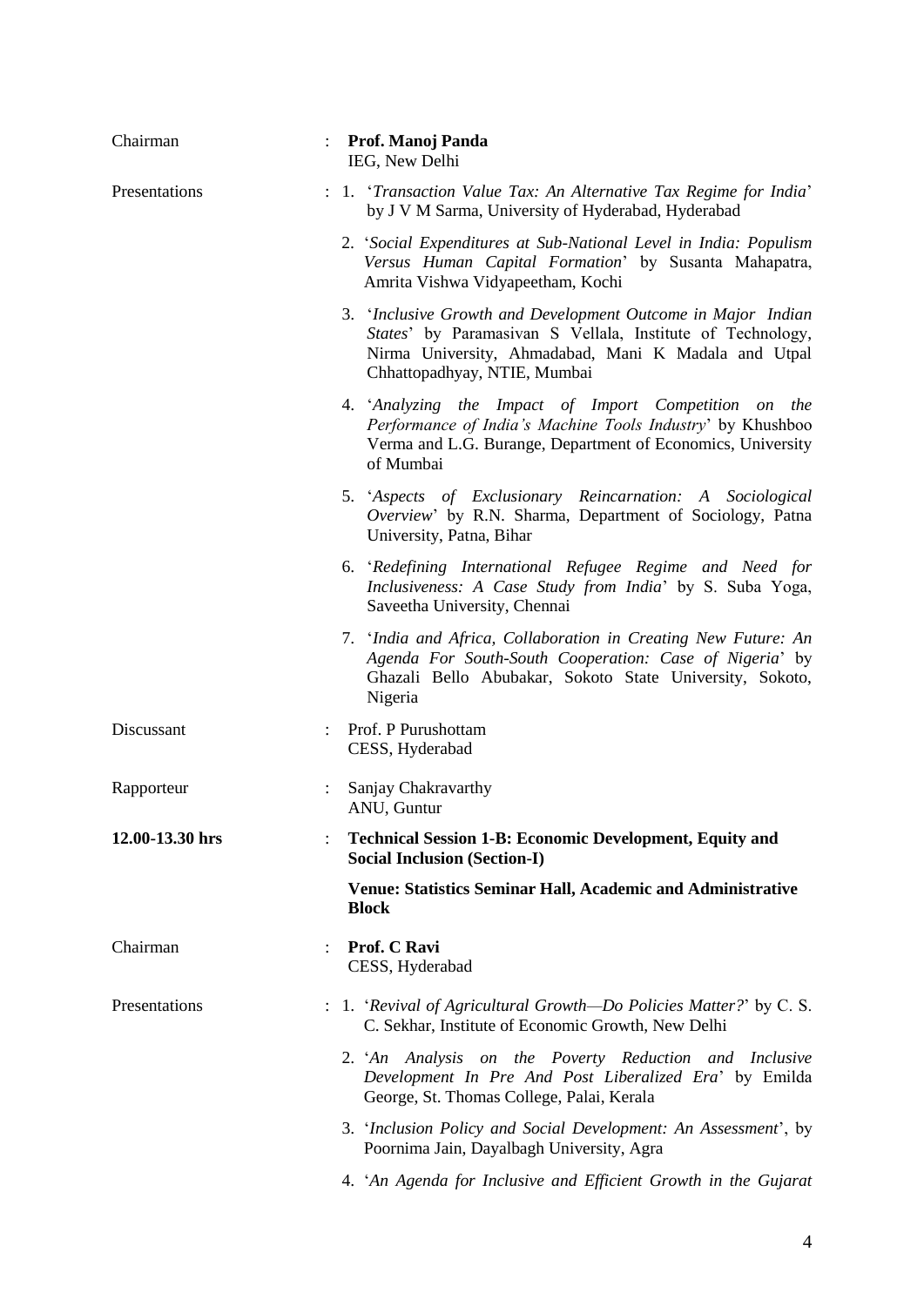Chairman : **Prof. Manoj Panda**
IEG, New Delhi

Presentations :

1. '*Transaction Value Tax: An Alternative Tax Regime for India*' by J V M Sarma, University of Hyderabad, Hyderabad
2. '*Social Expenditures at Sub-National Level in India: Populism Versus Human Capital Formation*' by Susanta Mahapatra, Amrita Vishwa Vidyapeetham, Kochi
3. '*Inclusive Growth and Development Outcome in Major Indian States*' by Paramasivan S Vellala, Institute of Technology, Nirma University, Ahmadabad, Mani K Madala and Utpal Chhattopadhyay, NTIE, Mumbai
4. '*Analyzing the Impact of Import Competition on the Performance of India's Machine Tools Industry*' by Khushboo Verma and L.G. Burange, Department of Economics, University of Mumbai
5. '*Aspects of Exclusionary Reincarnation: A Sociological Overview*' by R.N. Sharma, Department of Sociology, Patna University, Patna, Bihar
6. '*Redefining International Refugee Regime and Need for Inclusiveness: A Case Study from India*' by S. Suba Yoga, Saveetha University, Chennai
7. '*India and Africa, Collaboration in Creating New Future: An Agenda For South-South Cooperation: Case of Nigeria*' by Ghazali Bello Abubakar, Sokoto State University, Sokoto, Nigeria

Discussant : Prof. P Purushottam
CESS, Hyderabad

Rapporteur : Sanjay Chakravarthy
ANU, Guntur

**12.00-13.30 hrs** : **Technical Session 1-B: Economic Development, Equity and Social Inclusion (Section-I)**

**Venue: Statistics Seminar Hall, Academic and Administrative Block**

Chairman : **Prof. C Ravi**
CESS, Hyderabad

Presentations :

1. '*Revival of Agricultural Growth—Do Policies Matter?*' by C. S. C. Sekhar, Institute of Economic Growth, New Delhi
2. '*An Analysis on the Poverty Reduction and Inclusive Development In Pre And Post Liberalized Era*' by Emilda George, St. Thomas College, Palai, Kerala
3. '*Inclusion Policy and Social Development: An Assessment*', by Poornima Jain, Dayalbagh University, Agra
4. '*An Agenda for Inclusive and Efficient Growth in the Gujarat*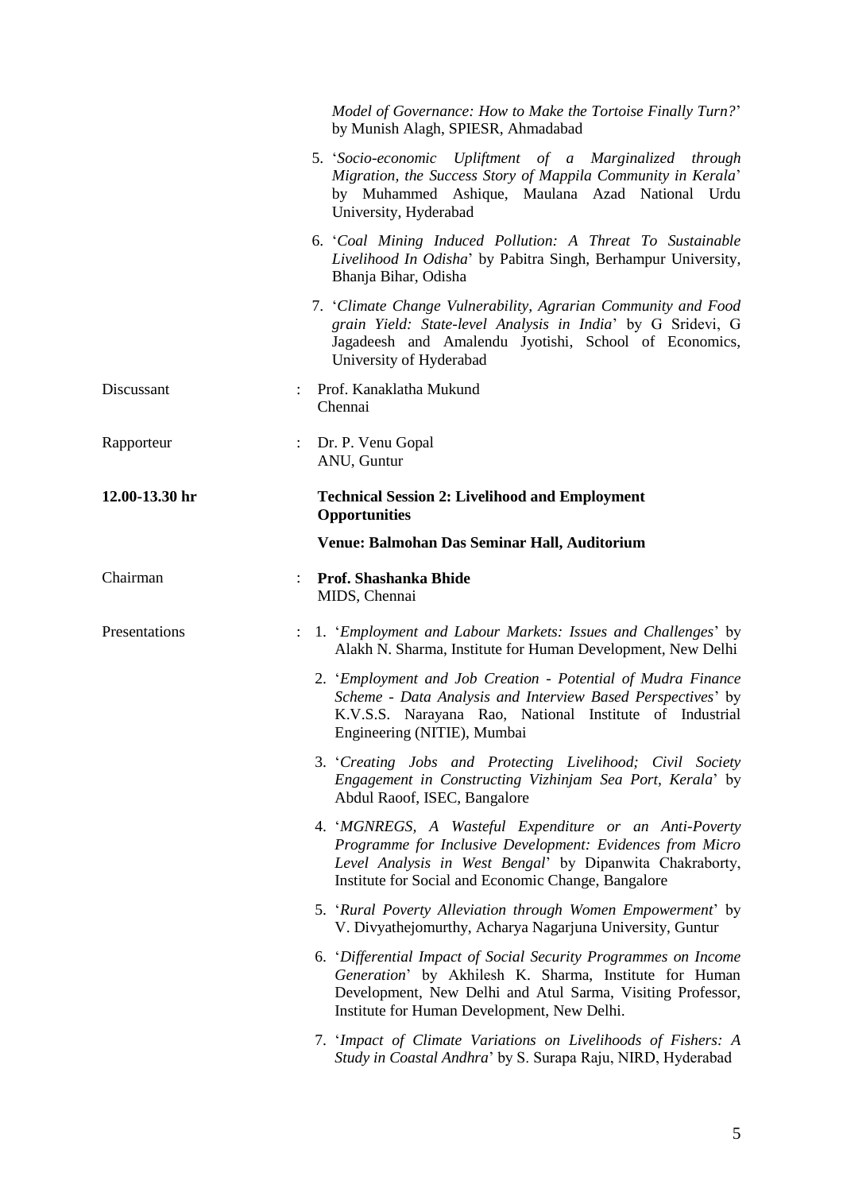*Model of Governance: How to Make the Tortoise Finally Turn?*' by Munish Alagh, SPIESR, Ahmadabad

5. '*Socio-economic Upliftment of a Marginalized through Migration, the Success Story of Mappila Community in Kerala*' by Muhammed Ashique, Maulana Azad National Urdu University, Hyderabad

6. '*Coal Mining Induced Pollution: A Threat To Sustainable Livelihood In Odisha*' by Pabitra Singh, Berhampur University, Bhanja Bihar, Odisha

7. '*Climate Change Vulnerability, Agrarian Community and Food grain Yield: State-level Analysis in India*' by G Sridevi, G Jagadeesh and Amalendu Jyotishi, School of Economics, University of Hyderabad

Discussant : Prof. Kanaklatha Mukund
Chennai

Rapporteur : Dr. P. Venu Gopal
ANU, Guntur

**12.00-13.30 hr** **Technical Session 2: Livelihood and Employment Opportunities**

**Venue: Balmohan Das Seminar Hall, Auditorium**

Chairman : **Prof. Shashanka Bhide**
MIDS, Chennai

Presentations :

1. '*Employment and Labour Markets: Issues and Challenges*' by Alakh N. Sharma, Institute for Human Development, New Delhi

2. '*Employment and Job Creation - Potential of Mudra Finance Scheme - Data Analysis and Interview Based Perspectives*' by K.V.S.S. Narayana Rao, National Institute of Industrial Engineering (NITIE), Mumbai

3. '*Creating Jobs and Protecting Livelihood; Civil Society Engagement in Constructing Vizhinjam Sea Port, Kerala*' by Abdul Raoof, ISEC, Bangalore

4. '*MGNREGS, A Wasteful Expenditure or an Anti-Poverty Programme for Inclusive Development: Evidences from Micro Level Analysis in West Bengal*' by Dipanwita Chakraborty, Institute for Social and Economic Change, Bangalore

5. '*Rural Poverty Alleviation through Women Empowerment*' by V. Divyathejomurthy, Acharya Nagarjuna University, Guntur

6. '*Differential Impact of Social Security Programmes on Income Generation*' by Akhilesh K. Sharma, Institute for Human Development, New Delhi and Atul Sarma, Visiting Professor, Institute for Human Development, New Delhi.

7. '*Impact of Climate Variations on Livelihoods of Fishers: A Study in Coastal Andhra*' by S. Surapa Raju, NIRD, Hyderabad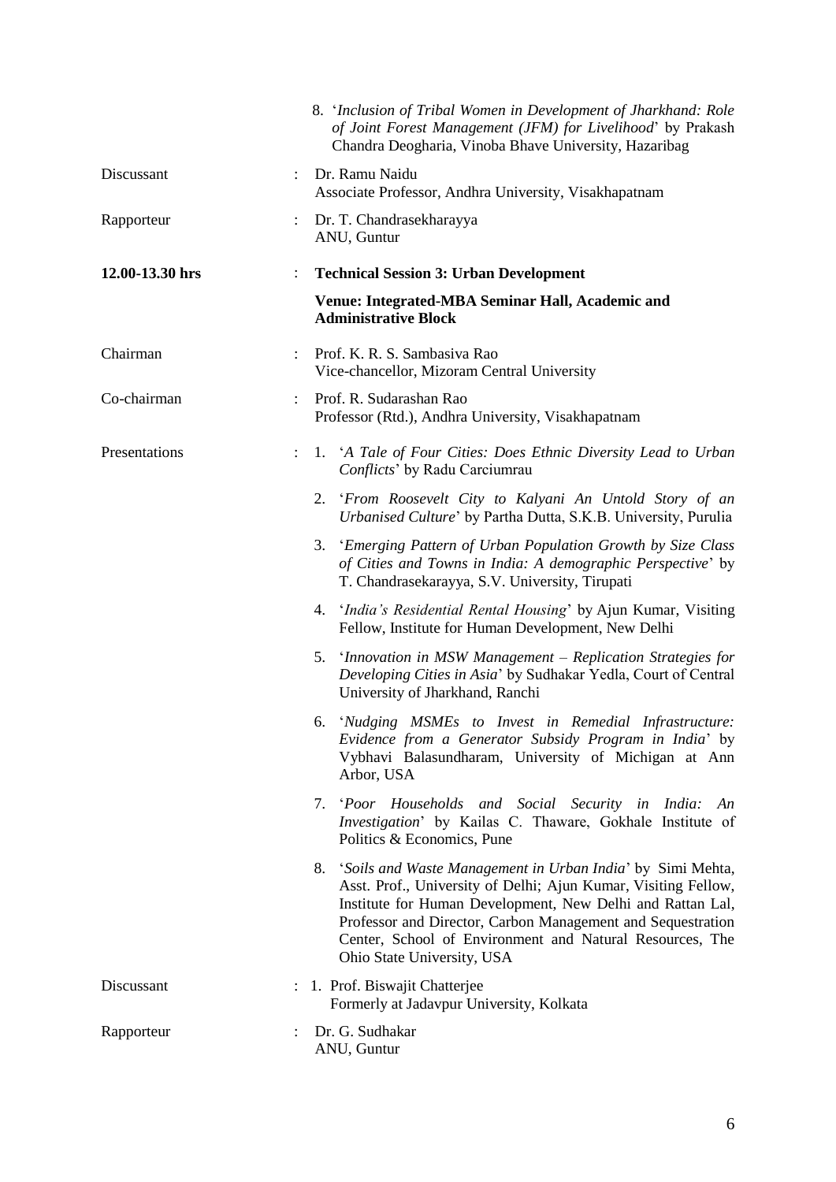8. '*Inclusion of Tribal Women in Development of Jharkhand: Role of Joint Forest Management (JFM) for Livelihood*' by Prakash Chandra Deogharia, Vinoba Bhave University, Hazaribag

Discussant : Dr. Ramu Naidu
Associate Professor, Andhra University, Visakhapatnam

Rapporteur : Dr. T. Chandrasekharayya
ANU, Guntur

**12.00-13.30 hrs : Technical Session 3: Urban Development**

**Venue: Integrated-MBA Seminar Hall, Academic and Administrative Block**

Chairman : Prof. K. R. S. Sambasiva Rao
Vice-chancellor, Mizoram Central University

Co-chairman : Prof. R. Sudarashan Rao
Professor (Rtd.), Andhra University, Visakhapatnam

Presentations :

1. '*A Tale of Four Cities: Does Ethnic Diversity Lead to Urban Conflicts*' by Radu Carciumrau
2. '*From Roosevelt City to Kalyani An Untold Story of an Urbanised Culture*' by Partha Dutta, S.K.B. University, Purulia
3. '*Emerging Pattern of Urban Population Growth by Size Class of Cities and Towns in India: A demographic Perspective*' by T. Chandrasekarayya, S.V. University, Tirupati
4. '*India's Residential Rental Housing*' by Ajun Kumar, Visiting Fellow, Institute for Human Development, New Delhi
5. '*Innovation in MSW Management – Replication Strategies for Developing Cities in Asia*' by Sudhakar Yedla, Court of Central University of Jharkhand, Ranchi
6. '*Nudging MSMEs to Invest in Remedial Infrastructure: Evidence from a Generator Subsidy Program in India*' by Vybhavi Balasundharam, University of Michigan at Ann Arbor, USA
7. '*Poor Households and Social Security in India: An Investigation*' by Kailas C. Thaware, Gokhale Institute of Politics & Economics, Pune
8. '*Soils and Waste Management in Urban India*' by Simi Mehta, Asst. Prof., University of Delhi; Ajun Kumar, Visiting Fellow, Institute for Human Development, New Delhi and Rattan Lal, Professor and Director, Carbon Management and Sequestration Center, School of Environment and Natural Resources, The Ohio State University, USA

Discussant : 1. Prof. Biswajit Chatterjee
Formerly at Jadavpur University, Kolkata

Rapporteur : Dr. G. Sudhakar
ANU, Guntur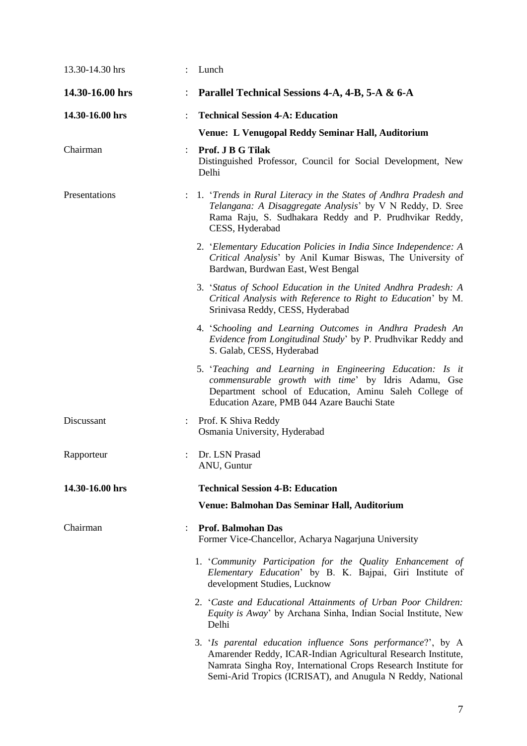13.30-14.30 hrs : Lunch

**14.30-16.00 hrs : Parallel Technical Sessions 4-A, 4-B, 5-A & 6-A**

**14.30-16.00 hrs : Technical Session 4-A: Education**

**Venue: L Venugopal Reddy Seminar Hall, Auditorium**

Chairman : **Prof. J B G Tilak**
Distinguished Professor, Council for Social Development, New Delhi

Presentations :

1. '*Trends in Rural Literacy in the States of Andhra Pradesh and Telangana: A Disaggregate Analysis*' by V N Reddy, D. Sree Rama Raju, S. Sudhakara Reddy and P. Prudhvikar Reddy, CESS, Hyderabad
2. '*Elementary Education Policies in India Since Independence: A Critical Analysis*' by Anil Kumar Biswas, The University of Bardwan, Burdwan East, West Bengal
3. '*Status of School Education in the United Andhra Pradesh: A Critical Analysis with Reference to Right to Education*' by M. Srinivasa Reddy, CESS, Hyderabad
4. '*Schooling and Learning Outcomes in Andhra Pradesh An Evidence from Longitudinal Study*' by P. Prudhvikar Reddy and S. Galab, CESS, Hyderabad
5. '*Teaching and Learning in Engineering Education: Is it commensurable growth with time*' by Idris Adamu, Gse Department school of Education, Aminu Saleh College of Education Azare, PMB 044 Azare Bauchi State

Discussant : Prof. K Shiva Reddy
Osmania University, Hyderabad

Rapporteur : Dr. LSN Prasad
ANU, Guntur

**14.30-16.00 hrs Technical Session 4-B: Education**

**Venue: Balmohan Das Seminar Hall, Auditorium**

Chairman : **Prof. Balmohan Das**
Former Vice-Chancellor, Acharya Nagarjuna University

1. '*Community Participation for the Quality Enhancement of Elementary Education*' by B. K. Bajpai, Giri Institute of development Studies, Lucknow
2. '*Caste and Educational Attainments of Urban Poor Children: Equity is Away*' by Archana Sinha, Indian Social Institute, New Delhi
3. '*Is parental education influence Sons performance*?', by A Amarender Reddy, ICAR-Indian Agricultural Research Institute, Namrata Singha Roy, International Crops Research Institute for Semi-Arid Tropics (ICRISAT), and Anugula N Reddy, National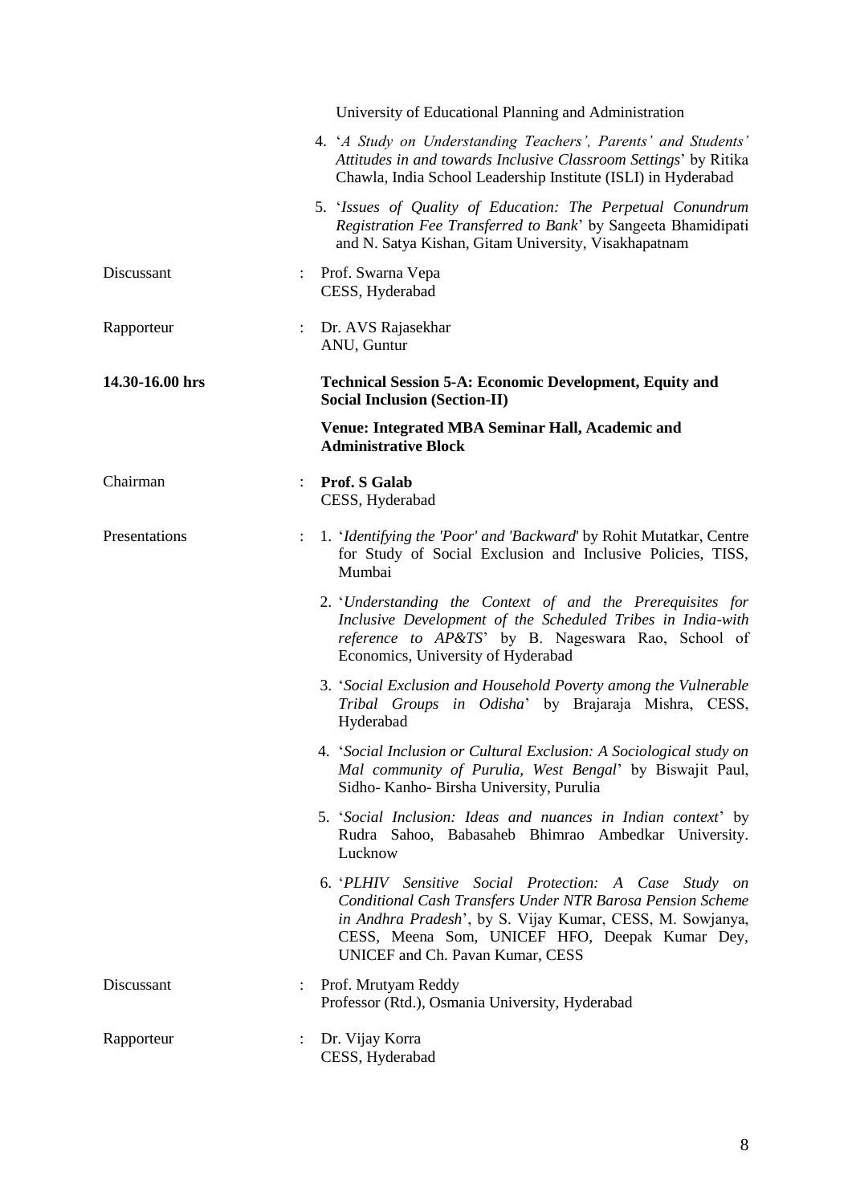University of Educational Planning and Administration

4. '*A Study on Understanding Teachers', Parents' and Students' Attitudes in and towards Inclusive Classroom Settings*' by Ritika Chawla, India School Leadership Institute (ISLI) in Hyderabad

5. '*Issues of Quality of Education: The Perpetual Conundrum Registration Fee Transferred to Bank*' by Sangeeta Bhamidipati and N. Satya Kishan, Gitam University, Visakhapatnam

Discussant : Prof. Swarna Vepa
CESS, Hyderabad

Rapporteur : Dr. AVS Rajasekhar
ANU, Guntur

**14.30-16.00 hrs** **Technical Session 5-A: Economic Development, Equity and Social Inclusion (Section-II)**

**Venue: Integrated MBA Seminar Hall, Academic and Administrative Block**

Chairman : **Prof. S Galab**
CESS, Hyderabad

Presentations :

1. '*Identifying the 'Poor' and 'Backward*' by Rohit Mutatkar, Centre for Study of Social Exclusion and Inclusive Policies, TISS, Mumbai

2. '*Understanding the Context of and the Prerequisites for Inclusive Development of the Scheduled Tribes in India-with reference to AP&TS*' by B. Nageswara Rao, School of Economics, University of Hyderabad

3. '*Social Exclusion and Household Poverty among the Vulnerable Tribal Groups in Odisha*' by Brajaraja Mishra, CESS, Hyderabad

4. '*Social Inclusion or Cultural Exclusion: A Sociological study on Mal community of Purulia, West Bengal*' by Biswajit Paul, Sidho- Kanho- Birsha University, Purulia

5. '*Social Inclusion: Ideas and nuances in Indian context*' by Rudra Sahoo, Babasaheb Bhimrao Ambedkar University. Lucknow

6. '*PLHIV Sensitive Social Protection: A Case Study on Conditional Cash Transfers Under NTR Barosa Pension Scheme in Andhra Pradesh*', by S. Vijay Kumar, CESS, M. Sowjanya, CESS, Meena Som, UNICEF HFO, Deepak Kumar Dey, UNICEF and Ch. Pavan Kumar, CESS

Discussant : Prof. Mrutyam Reddy
Professor (Rtd.), Osmania University, Hyderabad

Rapporteur : Dr. Vijay Korra
CESS, Hyderabad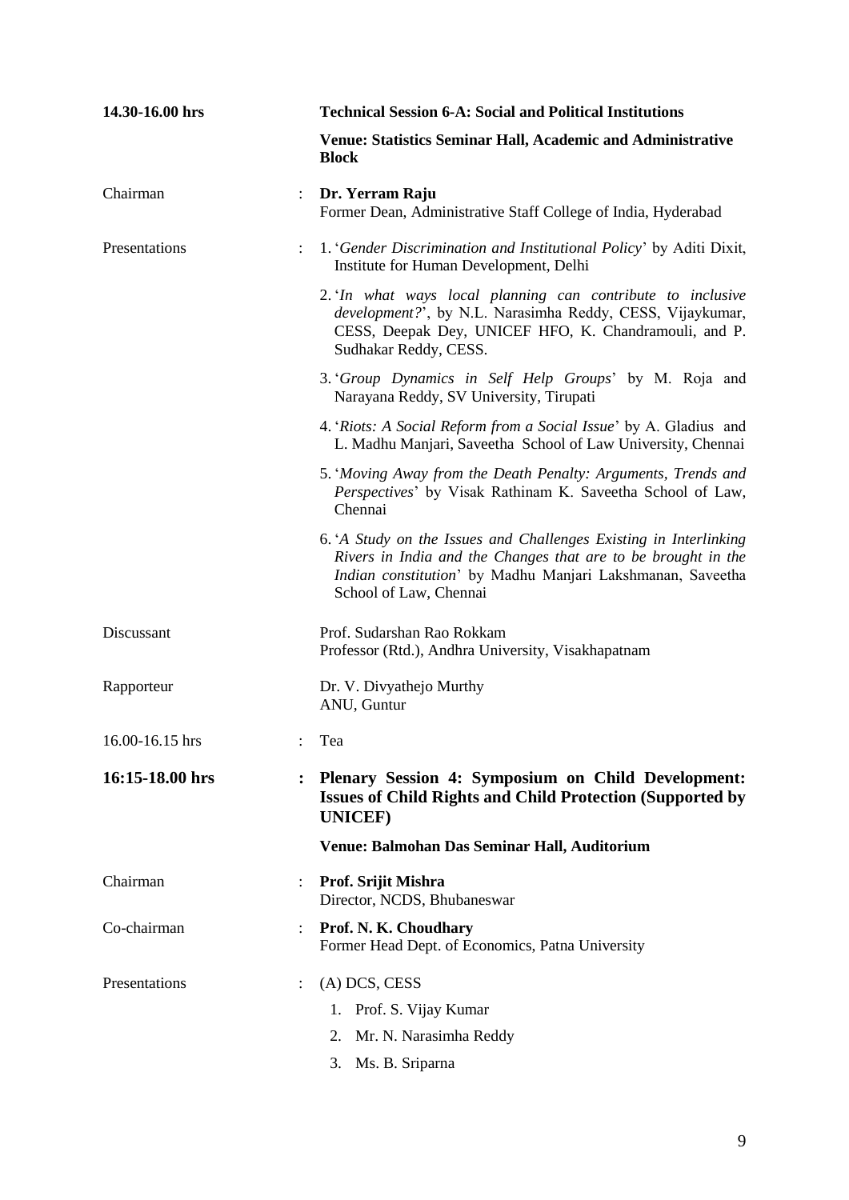**14.30-16.00 hrs** — **Technical Session 6-A: Social and Political Institutions**

**Venue: Statistics Seminar Hall, Academic and Administrative Block**

Chairman : **Dr. Yerram Raju**
Former Dean, Administrative Staff College of India, Hyderabad

Presentations :

1. '*Gender Discrimination and Institutional Policy*' by Aditi Dixit, Institute for Human Development, Delhi
2. '*In what ways local planning can contribute to inclusive development?*', by N.L. Narasimha Reddy, CESS, Vijaykumar, CESS, Deepak Dey, UNICEF HFO, K. Chandramouli, and P. Sudhakar Reddy, CESS.
3. '*Group Dynamics in Self Help Groups*' by M. Roja and Narayana Reddy, SV University, Tirupati
4. '*Riots: A Social Reform from a Social Issue*' by A. Gladius and L. Madhu Manjari, Saveetha School of Law University, Chennai
5. '*Moving Away from the Death Penalty: Arguments, Trends and Perspectives*' by Visak Rathinam K. Saveetha School of Law, Chennai
6. '*A Study on the Issues and Challenges Existing in Interlinking Rivers in India and the Changes that are to be brought in the Indian constitution*' by Madhu Manjari Lakshmanan, Saveetha School of Law, Chennai

Discussant — Prof. Sudarshan Rao Rokkam
Professor (Rtd.), Andhra University, Visakhapatnam

Rapporteur — Dr. V. Divyathejo Murthy
ANU, Guntur

16.00-16.15 hrs : Tea

**16:15-18.00 hrs : Plenary Session 4: Symposium on Child Development: Issues of Child Rights and Child Protection (Supported by UNICEF)**

**Venue: Balmohan Das Seminar Hall, Auditorium**

Chairman : **Prof. Srijit Mishra**
Director, NCDS, Bhubaneswar

Co-chairman : **Prof. N. K. Choudhary**
Former Head Dept. of Economics, Patna University

Presentations : (A) DCS, CESS

1. Prof. S. Vijay Kumar
2. Mr. N. Narasimha Reddy
3. Ms. B. Sriparna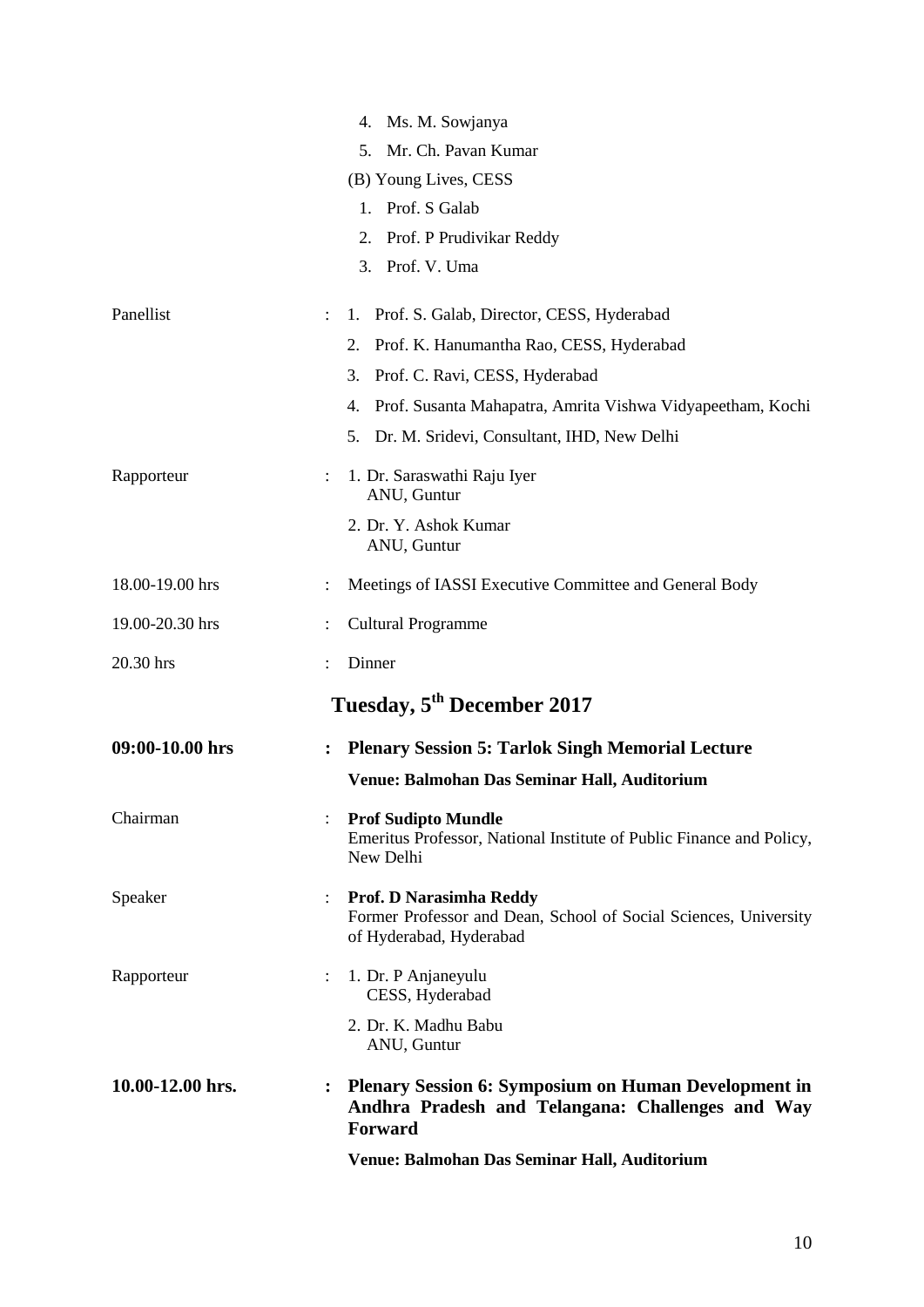4. Ms. M. Sowjanya
5. Mr. Ch. Pavan Kumar

(B) Young Lives, CESS

1. Prof. S Galab
2. Prof. P Prudivikar Reddy
3. Prof. V. Uma

| | | |
|---|---|---|
| Panellist | : | 1. Prof. S. Galab, Director, CESS, Hyderabad<br>2. Prof. K. Hanumantha Rao, CESS, Hyderabad<br>3. Prof. C. Ravi, CESS, Hyderabad<br>4. Prof. Susanta Mahapatra, Amrita Vishwa Vidyapeetham, Kochi<br>5. Dr. M. Sridevi, Consultant, IHD, New Delhi |
| Rapporteur | : | 1. Dr. Saraswathi Raju Iyer<br>ANU, Guntur<br>2. Dr. Y. Ashok Kumar<br>ANU, Guntur |
| 18.00-19.00 hrs | : | Meetings of IASSI Executive Committee and General Body |
| 19.00-20.30 hrs | : | Cultural Programme |
| 20.30 hrs | : | Dinner |

## Tuesday, 5th December 2017

| | | |
|---|---|---|
| **09:00-10.00 hrs** | **:** | **Plenary Session 5: Tarlok Singh Memorial Lecture**<br>**Venue: Balmohan Das Seminar Hall, Auditorium** |
| Chairman | : | **Prof Sudipto Mundle**<br>Emeritus Professor, National Institute of Public Finance and Policy, New Delhi |
| Speaker | : | **Prof. D Narasimha Reddy**<br>Former Professor and Dean, School of Social Sciences, University of Hyderabad, Hyderabad |
| Rapporteur | : | 1. Dr. P Anjaneyulu<br>CESS, Hyderabad<br>2. Dr. K. Madhu Babu<br>ANU, Guntur |
| **10.00-12.00 hrs.** | **:** | **Plenary Session 6: Symposium on Human Development in Andhra Pradesh and Telangana: Challenges and Way Forward**<br>**Venue: Balmohan Das Seminar Hall, Auditorium** |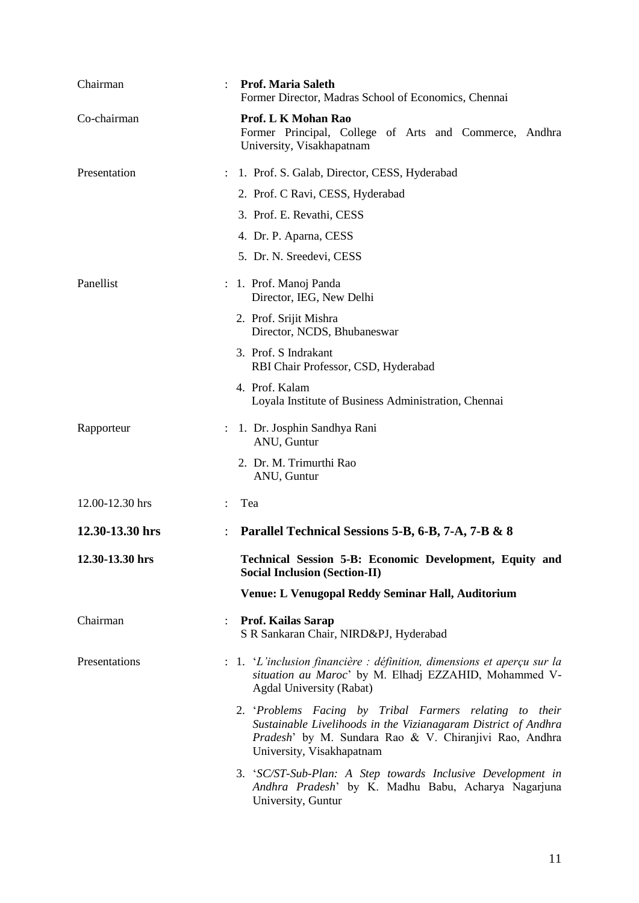Chairman : **Prof. Maria Saleth**
Former Director, Madras School of Economics, Chennai

Co-chairman **Prof. L K Mohan Rao**
Former Principal, College of Arts and Commerce, Andhra University, Visakhapatnam

Presentation :
1. Prof. S. Galab, Director, CESS, Hyderabad
2. Prof. C Ravi, CESS, Hyderabad
3. Prof. E. Revathi, CESS
4. Dr. P. Aparna, CESS
5. Dr. N. Sreedevi, CESS

Panellist :
1. Prof. Manoj Panda
   Director, IEG, New Delhi
2. Prof. Srijit Mishra
   Director, NCDS, Bhubaneswar
3. Prof. S Indrakant
   RBI Chair Professor, CSD, Hyderabad
4. Prof. Kalam
   Loyala Institute of Business Administration, Chennai

Rapporteur :
1. Dr. Josphin Sandhya Rani
   ANU, Guntur
2. Dr. M. Trimurthi Rao
   ANU, Guntur

12.00-12.30 hrs : Tea

**12.30-13.30 hrs** : **Parallel Technical Sessions 5-B, 6-B, 7-A, 7-B & 8**

**12.30-13.30 hrs** **Technical Session 5-B: Economic Development, Equity and Social Inclusion (Section-II)**

**Venue: L Venugopal Reddy Seminar Hall, Auditorium**

Chairman : **Prof. Kailas Sarap**
S R Sankaran Chair, NIRD&PJ, Hyderabad

Presentations :
1. '*L'inclusion financière : définition, dimensions et aperçu sur la situation au Maroc*' by M. Elhadj EZZAHID, Mohammed V-Agdal University (Rabat)
2. '*Problems Facing by Tribal Farmers relating to their Sustainable Livelihoods in the Vizianagaram District of Andhra Pradesh*' by M. Sundara Rao & V. Chiranjivi Rao, Andhra University, Visakhapatnam
3. '*SC/ST-Sub-Plan: A Step towards Inclusive Development in Andhra Pradesh*' by K. Madhu Babu, Acharya Nagarjuna University, Guntur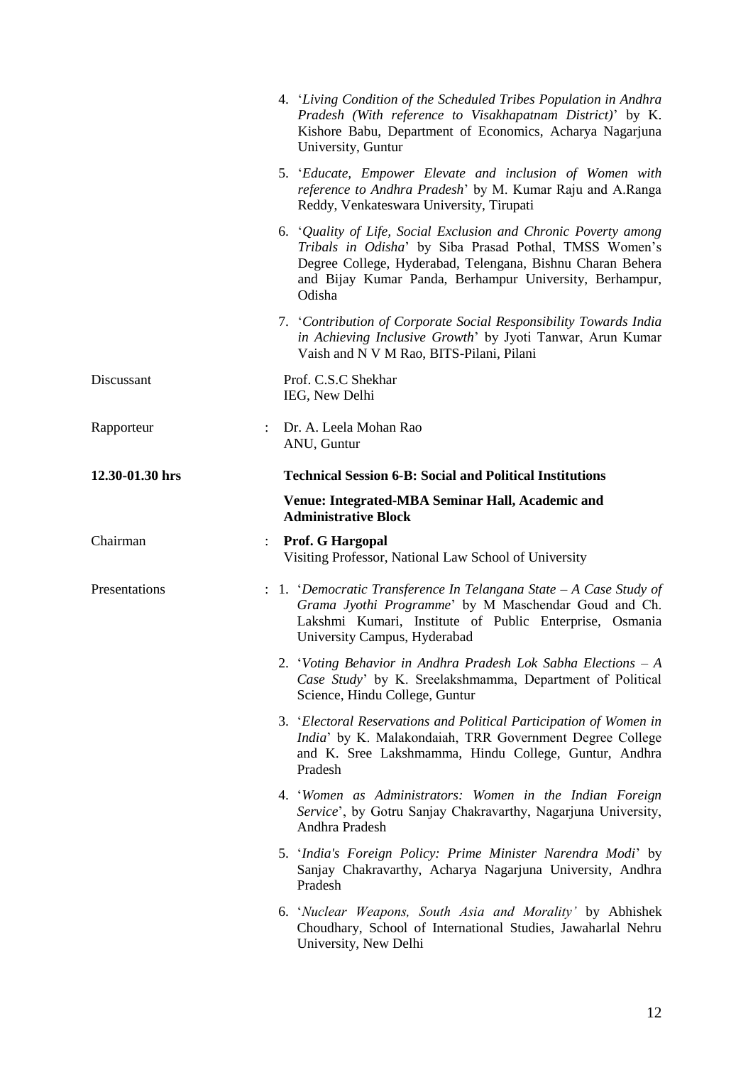4. '*Living Condition of the Scheduled Tribes Population in Andhra Pradesh (With reference to Visakhapatnam District)*' by K. Kishore Babu, Department of Economics, Acharya Nagarjuna University, Guntur

5. '*Educate, Empower Elevate and inclusion of Women with reference to Andhra Pradesh*' by M. Kumar Raju and A.Ranga Reddy, Venkateswara University, Tirupati

6. '*Quality of Life, Social Exclusion and Chronic Poverty among Tribals in Odisha*' by Siba Prasad Pothal, TMSS Women's Degree College, Hyderabad, Telengana, Bishnu Charan Behera and Bijay Kumar Panda, Berhampur University, Berhampur, Odisha

7. '*Contribution of Corporate Social Responsibility Towards India in Achieving Inclusive Growth*' by Jyoti Tanwar, Arun Kumar Vaish and N V M Rao, BITS-Pilani, Pilani

Discussant — Prof. C.S.C Shekhar, IEG, New Delhi

Rapporteur : Dr. A. Leela Mohan Rao, ANU, Guntur

**12.30-01.30 hrs** — **Technical Session 6-B: Social and Political Institutions**

**Venue: Integrated-MBA Seminar Hall, Academic and Administrative Block**

Chairman : **Prof. G Hargopal**, Visiting Professor, National Law School of University

Presentations :

1. '*Democratic Transference In Telangana State – A Case Study of Grama Jyothi Programme*' by M Maschendar Goud and Ch. Lakshmi Kumari, Institute of Public Enterprise, Osmania University Campus, Hyderabad

2. '*Voting Behavior in Andhra Pradesh Lok Sabha Elections – A Case Study*' by K. Sreelakshmamma, Department of Political Science, Hindu College, Guntur

3. '*Electoral Reservations and Political Participation of Women in India*' by K. Malakondaiah, TRR Government Degree College and K. Sree Lakshmamma, Hindu College, Guntur, Andhra Pradesh

4. '*Women as Administrators: Women in the Indian Foreign Service*', by Gotru Sanjay Chakravarthy, Nagarjuna University, Andhra Pradesh

5. '*India's Foreign Policy: Prime Minister Narendra Modi*' by Sanjay Chakravarthy, Acharya Nagarjuna University, Andhra Pradesh

6. '*Nuclear Weapons, South Asia and Morality'* by Abhishek Choudhary, School of International Studies, Jawaharlal Nehru University, New Delhi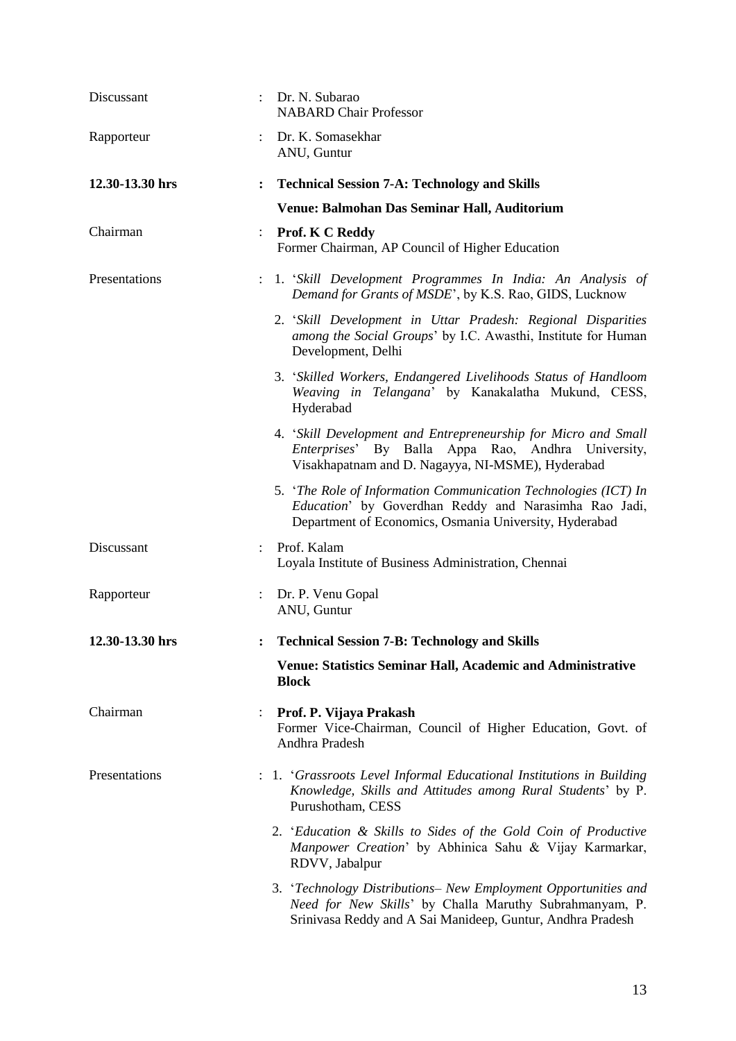Discussant : Dr. N. Subarao
NABARD Chair Professor

Rapporteur : Dr. K. Somasekhar
ANU, Guntur

**12.30-13.30 hrs : Technical Session 7-A: Technology and Skills**

**Venue: Balmohan Das Seminar Hall, Auditorium**

Chairman : **Prof. K C Reddy**
Former Chairman, AP Council of Higher Education

Presentations :

1. '*Skill Development Programmes In India: An Analysis of Demand for Grants of MSDE*', by K.S. Rao, GIDS, Lucknow
2. '*Skill Development in Uttar Pradesh: Regional Disparities among the Social Groups*' by I.C. Awasthi, Institute for Human Development, Delhi
3. '*Skilled Workers, Endangered Livelihoods Status of Handloom Weaving in Telangana*' by Kanakalatha Mukund, CESS, Hyderabad
4. '*Skill Development and Entrepreneurship for Micro and Small Enterprises*' By Balla Appa Rao, Andhra University, Visakhapatnam and D. Nagayya, NI-MSME), Hyderabad
5. '*The Role of Information Communication Technologies (ICT) In Education*' by Goverdhan Reddy and Narasimha Rao Jadi, Department of Economics, Osmania University, Hyderabad

Discussant : Prof. Kalam
Loyala Institute of Business Administration, Chennai

Rapporteur : Dr. P. Venu Gopal
ANU, Guntur

**12.30-13.30 hrs : Technical Session 7-B: Technology and Skills**

**Venue: Statistics Seminar Hall, Academic and Administrative Block**

Chairman : **Prof. P. Vijaya Prakash**
Former Vice-Chairman, Council of Higher Education, Govt. of Andhra Pradesh

Presentations :

1. '*Grassroots Level Informal Educational Institutions in Building Knowledge, Skills and Attitudes among Rural Students*' by P. Purushotham, CESS
2. '*Education & Skills to Sides of the Gold Coin of Productive Manpower Creation*' by Abhinica Sahu & Vijay Karmarkar, RDVV, Jabalpur
3. '*Technology Distributions– New Employment Opportunities and Need for New Skills*' by Challa Maruthy Subrahmanyam, P. Srinivasa Reddy and A Sai Manideep, Guntur, Andhra Pradesh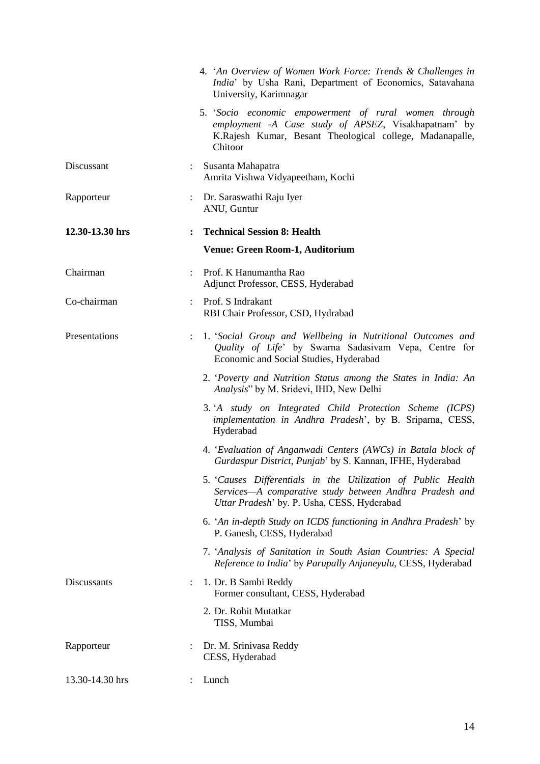4. '*An Overview of Women Work Force: Trends & Challenges in India*' by Usha Rani, Department of Economics, Satavahana University, Karimnagar

5. '*Socio economic empowerment of rural women through employment -A Case study of APSEZ*, Visakhapatnam' by K.Rajesh Kumar, Besant Theological college, Madanapalle, Chitoor

Discussant : Susanta Mahapatra
Amrita Vishwa Vidyapeetham, Kochi

Rapporteur : Dr. Saraswathi Raju Iyer
ANU, Guntur

**12.30-13.30 hrs : Technical Session 8: Health**

**Venue: Green Room-1, Auditorium**

Chairman : Prof. K Hanumantha Rao
Adjunct Professor, CESS, Hyderabad

Co-chairman : Prof. S Indrakant
RBI Chair Professor, CSD, Hydrabad

Presentations :

1. '*Social Group and Wellbeing in Nutritional Outcomes and Quality of Life*' by Swarna Sadasivam Vepa, Centre for Economic and Social Studies, Hyderabad

2. '*Poverty and Nutrition Status among the States in India: An Analysis*" by M. Sridevi, IHD, New Delhi

3. '*A study on Integrated Child Protection Scheme (ICPS) implementation in Andhra Pradesh*', by B. Sriparna, CESS, Hyderabad

4. '*Evaluation of Anganwadi Centers (AWCs) in Batala block of Gurdaspur District, Punjab*' by S. Kannan, IFHE, Hyderabad

5. '*Causes Differentials in the Utilization of Public Health Services—A comparative study between Andhra Pradesh and Uttar Pradesh*' by. P. Usha, CESS, Hyderabad

6. '*An in-depth Study on ICDS functioning in Andhra Pradesh*' by P. Ganesh, CESS, Hyderabad

7. '*Analysis of Sanitation in South Asian Countries: A Special Reference to India*' by *Parupally Anjaneyulu*, CESS, Hyderabad

Discussants :

1. Dr. B Sambi Reddy
Former consultant, CESS, Hyderabad

2. Dr. Rohit Mutatkar
TISS, Mumbai

Rapporteur : Dr. M. Srinivasa Reddy
CESS, Hyderabad

13.30-14.30 hrs : Lunch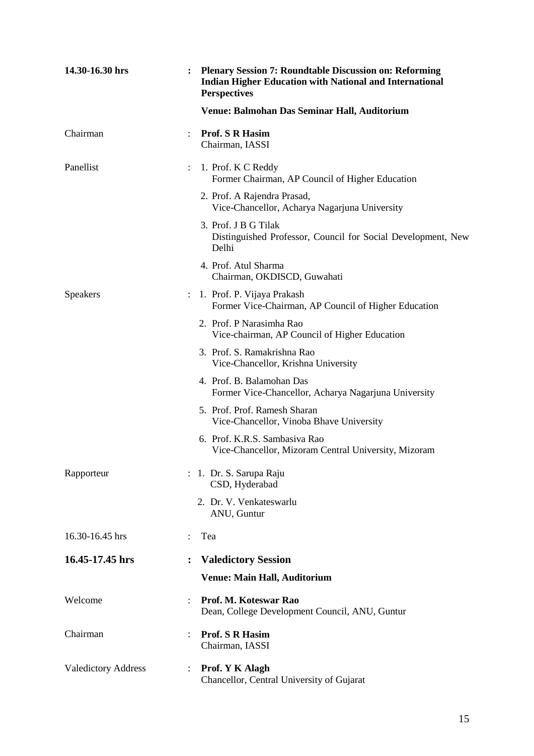**14.30-16.30 hrs** : **Plenary Session 7: Roundtable Discussion on: Reforming Indian Higher Education with National and International Perspectives**

**Venue: Balmohan Das Seminar Hall, Auditorium**

Chairman : **Prof. S R Hasim**
Chairman, IASSI

Panellist :

1. Prof. K C Reddy
   Former Chairman, AP Council of Higher Education
2. Prof. A Rajendra Prasad,
   Vice-Chancellor, Acharya Nagarjuna University
3. Prof. J B G Tilak
   Distinguished Professor, Council for Social Development, New Delhi
4. Prof. Atul Sharma
   Chairman, OKDISCD, Guwahati

Speakers :

1. Prof. P. Vijaya Prakash
   Former Vice-Chairman, AP Council of Higher Education
2. Prof. P Narasimha Rao
   Vice-chairman, AP Council of Higher Education
3. Prof. S. Ramakrishna Rao
   Vice-Chancellor, Krishna University
4. Prof. B. Balamohan Das
   Former Vice-Chancellor, Acharya Nagarjuna University
5. Prof. Prof. Ramesh Sharan
   Vice-Chancellor, Vinoba Bhave University
6. Prof. K.R.S. Sambasiva Rao
   Vice-Chancellor, Mizoram Central University, Mizoram

Rapporteur :

1. Dr. S. Sarupa Raju
   CSD, Hyderabad
2. Dr. V. Venkateswarlu
   ANU, Guntur

16.30-16.45 hrs : Tea

**16.45-17.45 hrs** : **Valedictory Session**

**Venue: Main Hall, Auditorium**

Welcome : **Prof. M. Koteswar Rao**
Dean, College Development Council, ANU, Guntur

Chairman : **Prof. S R Hasim**
Chairman, IASSI

Valedictory Address : **Prof. Y K Alagh**
Chancellor, Central University of Gujarat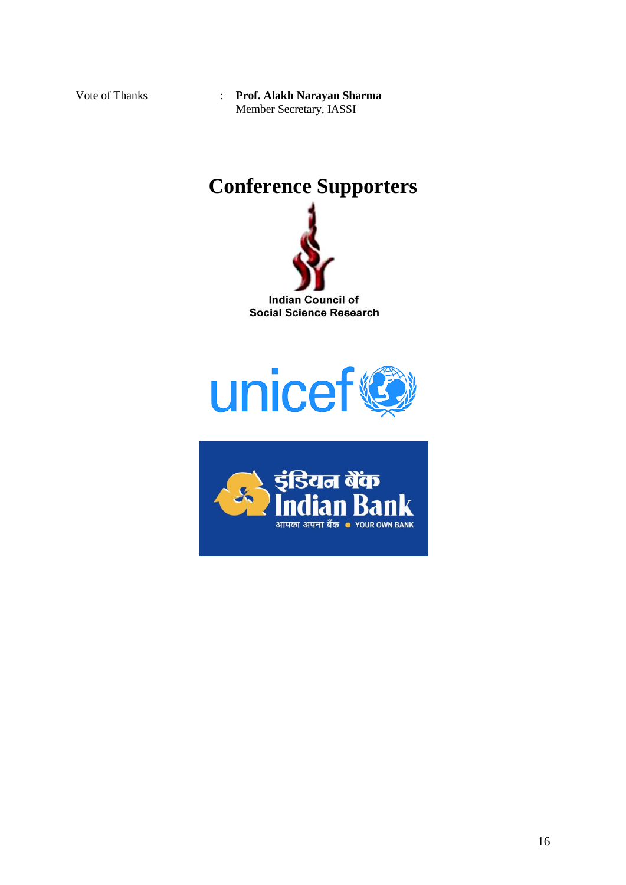Vote of Thanks : **Prof. Alakh Narayan Sharma**
Member Secretary, IASSI

# Conference Supporters

Indian Council of
Social Science Research

unicef

इंडियन बैंक
Indian Bank
आपका अपना बैंक • YOUR OWN BANK